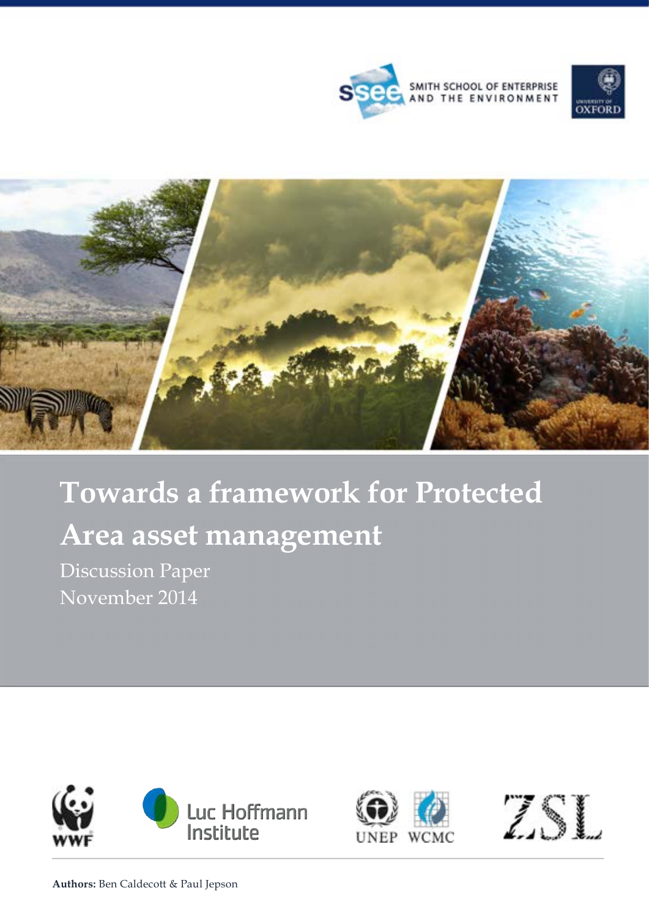SMITH SCHOOL OF ENTERPRISE AND THE ENVIRONMENT

UNIVERSITY OF OXFORD

# Towards a framework for Protected Area asset management

Discussion Paper

November 2014

WWF

Luc Hoffmann Institute

UNEP WCMC

ZSL

**Authors:** Ben Caldecott & Paul Jepson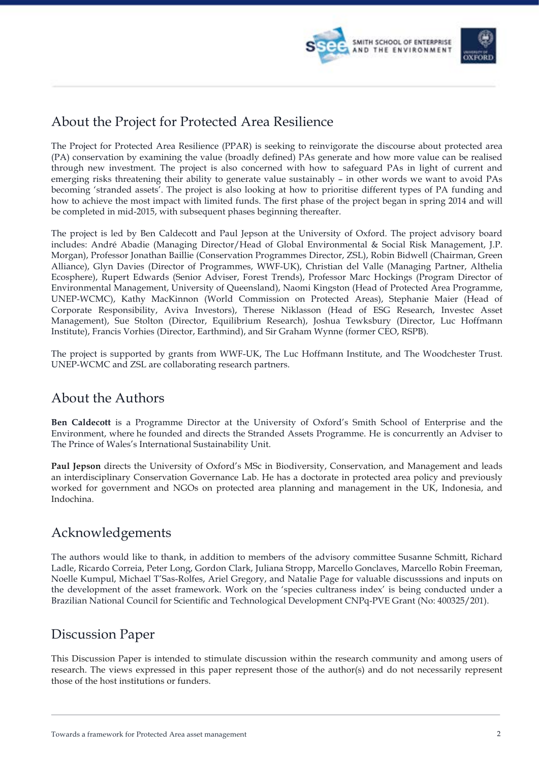## About the Project for Protected Area Resilience

The Project for Protected Area Resilience (PPAR) is seeking to reinvigorate the discourse about protected area (PA) conservation by examining the value (broadly defined) PAs generate and how more value can be realised through new investment. The project is also concerned with how to safeguard PAs in light of current and emerging risks threatening their ability to generate value sustainably – in other words we want to avoid PAs becoming 'stranded assets'. The project is also looking at how to prioritise different types of PA funding and how to achieve the most impact with limited funds. The first phase of the project began in spring 2014 and will be completed in mid-2015, with subsequent phases beginning thereafter.

The project is led by Ben Caldecott and Paul Jepson at the University of Oxford. The project advisory board includes: André Abadie (Managing Director/Head of Global Environmental & Social Risk Management, J.P. Morgan), Professor Jonathan Baillie (Conservation Programmes Director, ZSL), Robin Bidwell (Chairman, Green Alliance), Glyn Davies (Director of Programmes, WWF-UK), Christian del Valle (Managing Partner, Althelia Ecosphere), Rupert Edwards (Senior Adviser, Forest Trends), Professor Marc Hockings (Program Director of Environmental Management, University of Queensland), Naomi Kingston (Head of Protected Area Programme, UNEP-WCMC), Kathy MacKinnon (World Commission on Protected Areas), Stephanie Maier (Head of Corporate Responsibility, Aviva Investors), Therese Niklasson (Head of ESG Research, Investec Asset Management), Sue Stolton (Director, Equilibrium Research), Joshua Tewksbury (Director, Luc Hoffmann Institute), Francis Vorhies (Director, Earthmind), and Sir Graham Wynne (former CEO, RSPB).

The project is supported by grants from WWF-UK, The Luc Hoffmann Institute, and The Woodchester Trust. UNEP-WCMC and ZSL are collaborating research partners.

## About the Authors

**Ben Caldecott** is a Programme Director at the University of Oxford's Smith School of Enterprise and the Environment, where he founded and directs the Stranded Assets Programme. He is concurrently an Adviser to The Prince of Wales's International Sustainability Unit.

**Paul Jepson** directs the University of Oxford's MSc in Biodiversity, Conservation, and Management and leads an interdisciplinary Conservation Governance Lab. He has a doctorate in protected area policy and previously worked for government and NGOs on protected area planning and management in the UK, Indonesia, and Indochina.

## Acknowledgements

The authors would like to thank, in addition to members of the advisory committee Susanne Schmitt, Richard Ladle, Ricardo Correia, Peter Long, Gordon Clark, Juliana Stropp, Marcello Gonclaves, Marcello Robin Freeman, Noelle Kumpul, Michael T'Sas-Rolfes, Ariel Gregory, and Natalie Page for valuable discusssions and inputs on the development of the asset framework. Work on the 'species cultraness index' is being conducted under a Brazilian National Council for Scientific and Technological Development CNPq-PVE Grant (No: 400325/201).

## Discussion Paper

This Discussion Paper is intended to stimulate discussion within the research community and among users of research. The views expressed in this paper represent those of the author(s) and do not necessarily represent those of the host institutions or funders.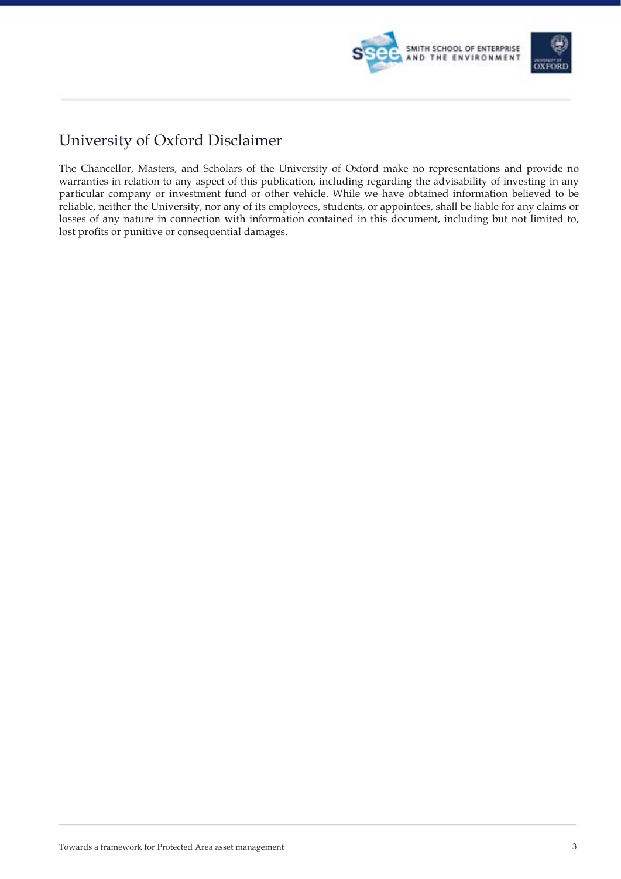# University of Oxford Disclaimer

The Chancellor, Masters, and Scholars of the University of Oxford make no representations and provide no warranties in relation to any aspect of this publication, including regarding the advisability of investing in any particular company or investment fund or other vehicle. While we have obtained information believed to be reliable, neither the University, nor any of its employees, students, or appointees, shall be liable for any claims or losses of any nature in connection with information contained in this document, including but not limited to, lost profits or punitive or consequential damages.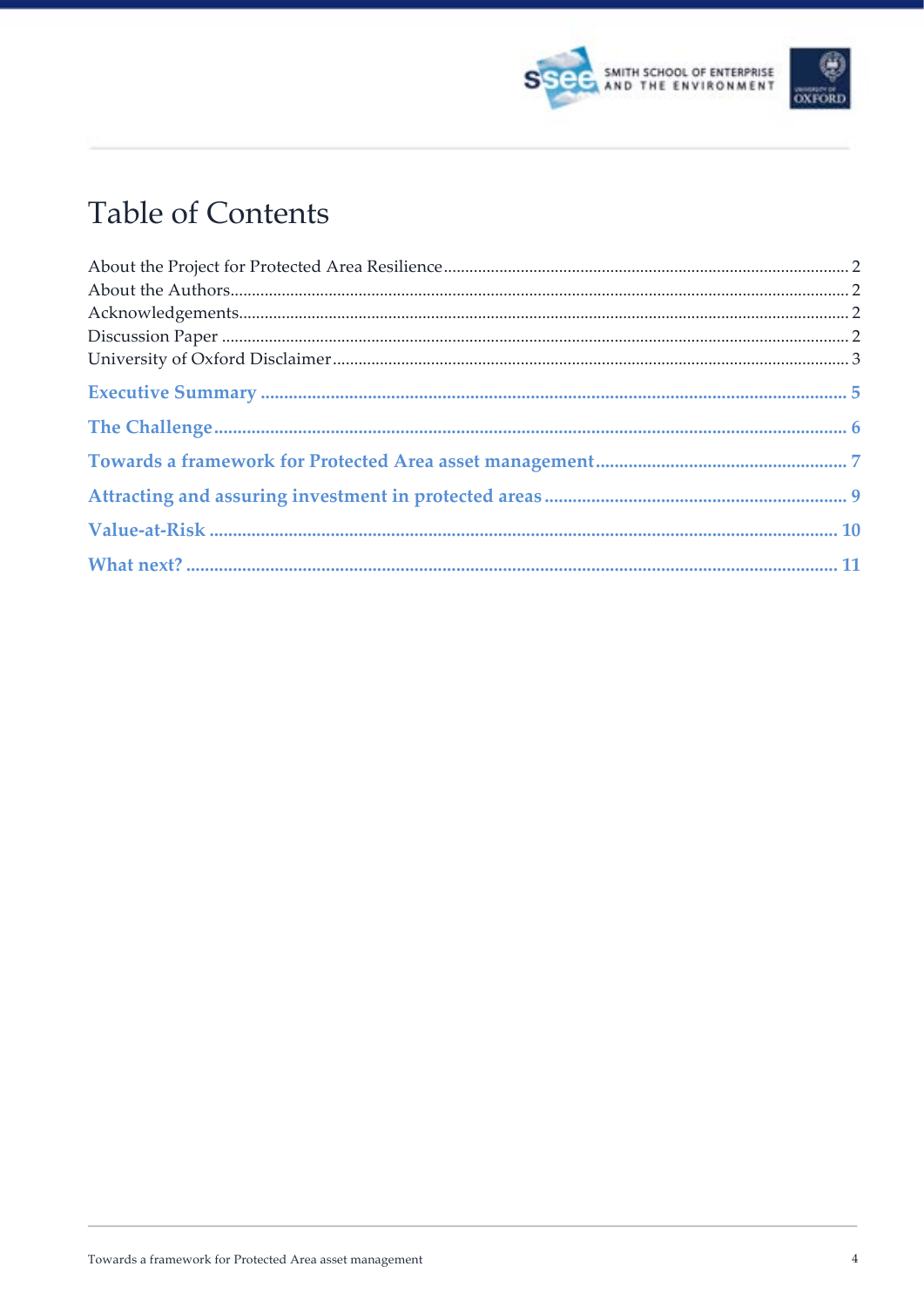# Table of Contents

About the Project for Protected Area Resilience ........................................ 2
About the Authors ........................................ 2
Acknowledgements ........................................ 2
Discussion Paper ........................................ 2
University of Oxford Disclaimer ........................................ 3

**Executive Summary** ........................................ **5**

**The Challenge** ........................................ **6**

**Towards a framework for Protected Area asset management** ........................................ **7**

**Attracting and assuring investment in protected areas** ........................................ **9**

**Value-at-Risk** ........................................ **10**

**What next?** ........................................ **11**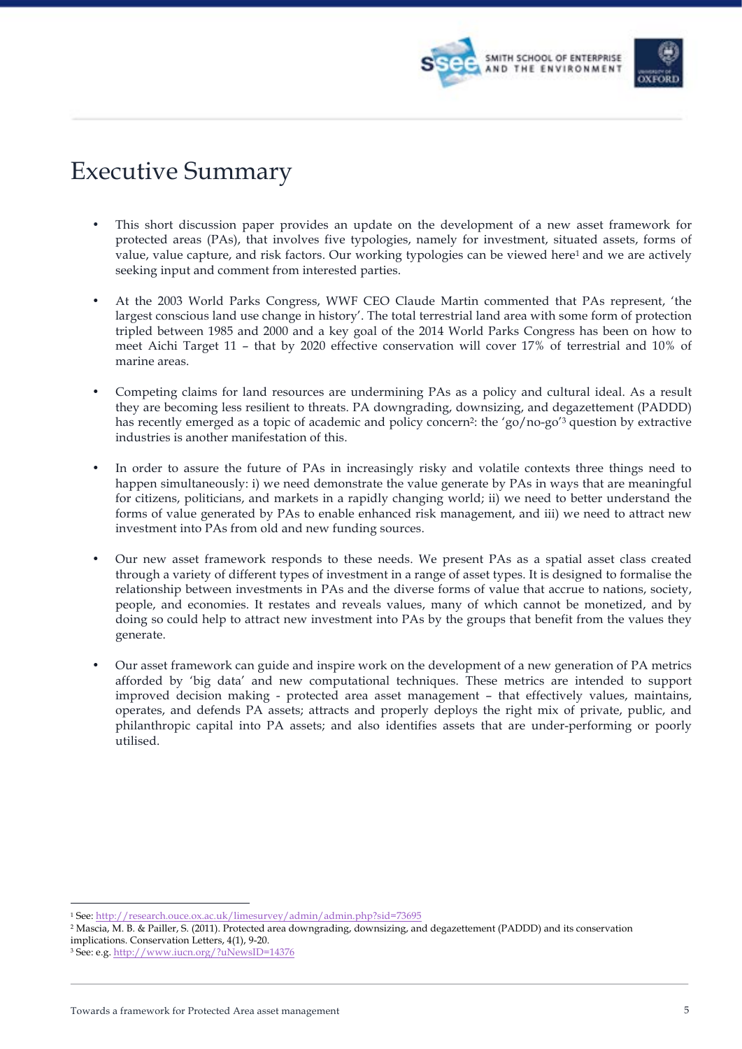# Executive Summary

- This short discussion paper provides an update on the development of a new asset framework for protected areas (PAs), that involves five typologies, namely for investment, situated assets, forms of value, value capture, and risk factors. Our working typologies can be viewed here[1] and we are actively seeking input and comment from interested parties.

- At the 2003 World Parks Congress, WWF CEO Claude Martin commented that PAs represent, 'the largest conscious land use change in history'. The total terrestrial land area with some form of protection tripled between 1985 and 2000 and a key goal of the 2014 World Parks Congress has been on how to meet Aichi Target 11 – that by 2020 effective conservation will cover 17% of terrestrial and 10% of marine areas.

- Competing claims for land resources are undermining PAs as a policy and cultural ideal. As a result they are becoming less resilient to threats. PA downgrading, downsizing, and degazettement (PADDD) has recently emerged as a topic of academic and policy concern[2]: the 'go/no-go'[3] question by extractive industries is another manifestation of this.

- In order to assure the future of PAs in increasingly risky and volatile contexts three things need to happen simultaneously: i) we need demonstrate the value generate by PAs in ways that are meaningful for citizens, politicians, and markets in a rapidly changing world; ii) we need to better understand the forms of value generated by PAs to enable enhanced risk management, and iii) we need to attract new investment into PAs from old and new funding sources.

- Our new asset framework responds to these needs. We present PAs as a spatial asset class created through a variety of different types of investment in a range of asset types. It is designed to formalise the relationship between investments in PAs and the diverse forms of value that accrue to nations, society, people, and economies. It restates and reveals values, many of which cannot be monetized, and by doing so could help to attract new investment into PAs by the groups that benefit from the values they generate.

- Our asset framework can guide and inspire work on the development of a new generation of PA metrics afforded by 'big data' and new computational techniques. These metrics are intended to support improved decision making - protected area asset management – that effectively values, maintains, operates, and defends PA assets; attracts and properly deploys the right mix of private, public, and philanthropic capital into PA assets; and also identifies assets that are under-performing or poorly utilised.

---

[1] See: http://research.ouce.ox.ac.uk/limesurvey/admin/admin.php?sid=73695

[2] Mascia, M. B. & Pailler, S. (2011). Protected area downgrading, downsizing, and degazettement (PADDD) and its conservation implications. Conservation Letters, 4(1), 9-20.

[3] See: e.g. http://www.iucn.org/?uNewsID=14376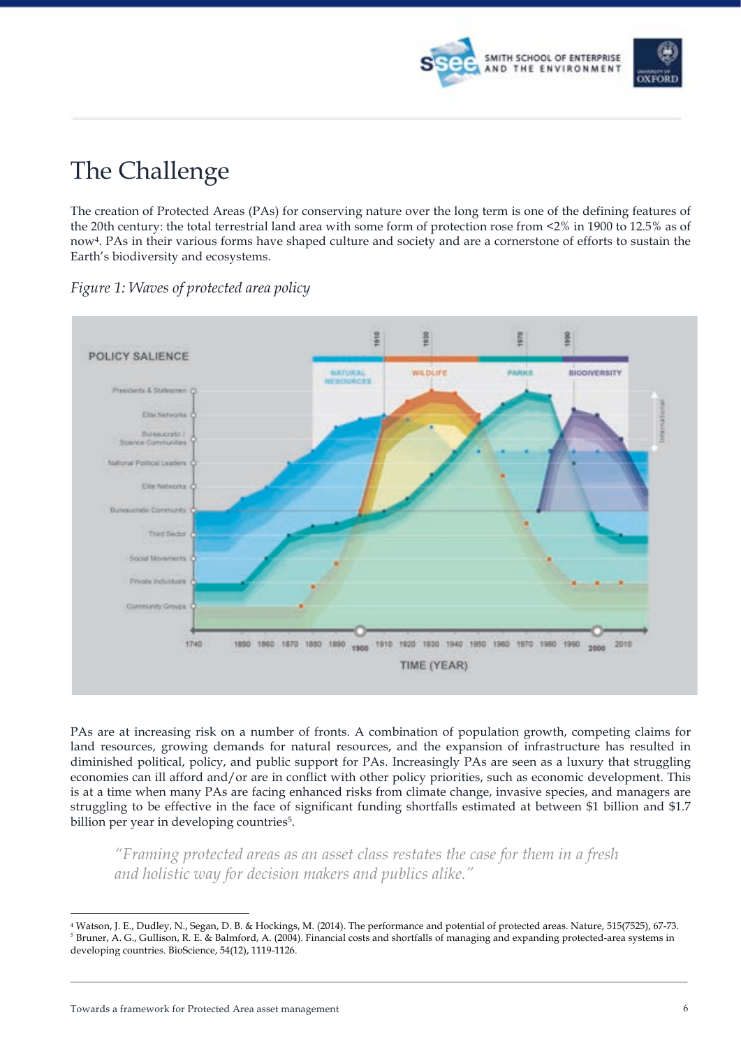# The Challenge

The creation of Protected Areas (PAs) for conserving nature over the long term is one of the defining features of the 20th century: the total terrestrial land area with some form of protection rose from <2% in 1900 to 12.5% as of now[4]. PAs in their various forms have shaped culture and society and are a cornerstone of efforts to sustain the Earth's biodiversity and ecosystems.

*Figure 1: Waves of protected area policy*

PAs are at increasing risk on a number of fronts. A combination of population growth, competing claims for land resources, growing demands for natural resources, and the expansion of infrastructure has resulted in diminished political, policy, and public support for PAs. Increasingly PAs are seen as a luxury that struggling economies can ill afford and/or are in conflict with other policy priorities, such as economic development. This is at a time when many PAs are facing enhanced risks from climate change, invasive species, and managers are struggling to be effective in the face of significant funding shortfalls estimated at between $1 billion and $1.7 billion per year in developing countries[5].

> *"Framing protected areas as an asset class restates the case for them in a fresh and holistic way for decision makers and publics alike."*

---

[4] Watson, J. E., Dudley, N., Segan, D. B. & Hockings, M. (2014). The performance and potential of protected areas. Nature, 515(7525), 67-73.

[5] Bruner, A. G., Gullison, R. E. & Balmford, A. (2004). Financial costs and shortfalls of managing and expanding protected-area systems in developing countries. BioScience, 54(12), 1119-1126.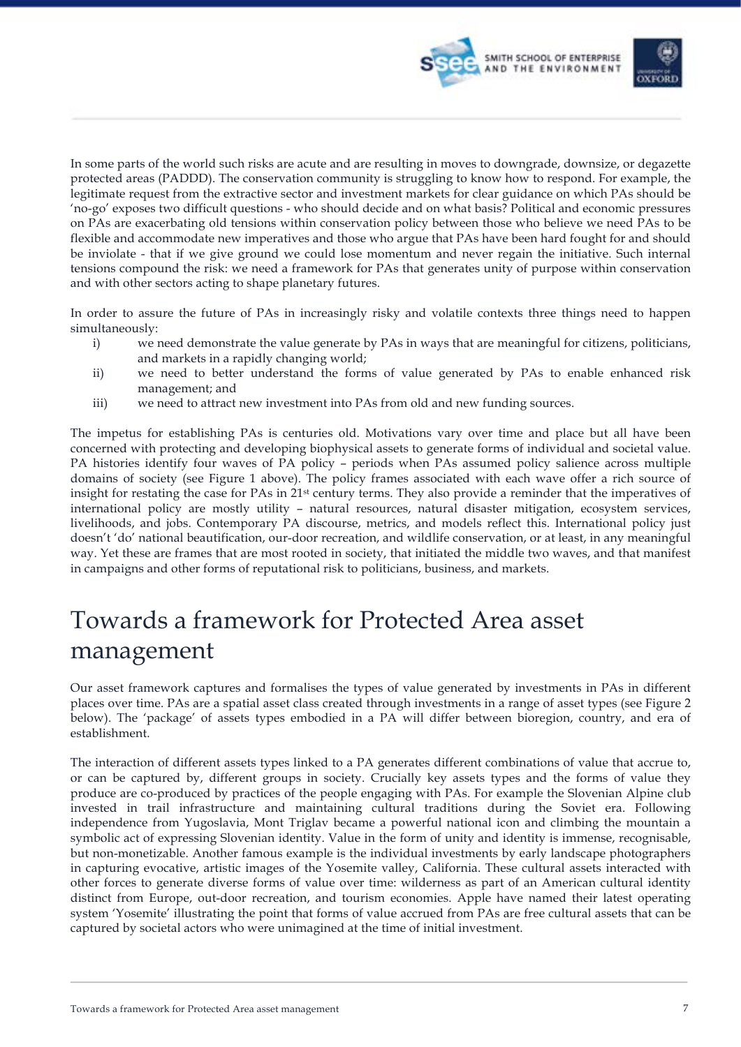In some parts of the world such risks are acute and are resulting in moves to downgrade, downsize, or degazette protected areas (PADDD). The conservation community is struggling to know how to respond. For example, the legitimate request from the extractive sector and investment markets for clear guidance on which PAs should be 'no-go' exposes two difficult questions - who should decide and on what basis? Political and economic pressures on PAs are exacerbating old tensions within conservation policy between those who believe we need PAs to be flexible and accommodate new imperatives and those who argue that PAs have been hard fought for and should be inviolate - that if we give ground we could lose momentum and never regain the initiative. Such internal tensions compound the risk: we need a framework for PAs that generates unity of purpose within conservation and with other sectors acting to shape planetary futures.

In order to assure the future of PAs in increasingly risky and volatile contexts three things need to happen simultaneously:

i) we need demonstrate the value generate by PAs in ways that are meaningful for citizens, politicians, and markets in a rapidly changing world;
ii) we need to better understand the forms of value generated by PAs to enable enhanced risk management; and
iii) we need to attract new investment into PAs from old and new funding sources.

The impetus for establishing PAs is centuries old. Motivations vary over time and place but all have been concerned with protecting and developing biophysical assets to generate forms of individual and societal value. PA histories identify four waves of PA policy – periods when PAs assumed policy salience across multiple domains of society (see Figure 1 above). The policy frames associated with each wave offer a rich source of insight for restating the case for PAs in 21st century terms. They also provide a reminder that the imperatives of international policy are mostly utility – natural resources, natural disaster mitigation, ecosystem services, livelihoods, and jobs. Contemporary PA discourse, metrics, and models reflect this. International policy just doesn't 'do' national beautification, our-door recreation, and wildlife conservation, or at least, in any meaningful way. Yet these are frames that are most rooted in society, that initiated the middle two waves, and that manifest in campaigns and other forms of reputational risk to politicians, business, and markets.

# Towards a framework for Protected Area asset management

Our asset framework captures and formalises the types of value generated by investments in PAs in different places over time. PAs are a spatial asset class created through investments in a range of asset types (see Figure 2 below). The 'package' of assets types embodied in a PA will differ between bioregion, country, and era of establishment.

The interaction of different assets types linked to a PA generates different combinations of value that accrue to, or can be captured by, different groups in society. Crucially key assets types and the forms of value they produce are co-produced by practices of the people engaging with PAs. For example the Slovenian Alpine club invested in trail infrastructure and maintaining cultural traditions during the Soviet era. Following independence from Yugoslavia, Mont Triglav became a powerful national icon and climbing the mountain a symbolic act of expressing Slovenian identity. Value in the form of unity and identity is immense, recognisable, but non-monetizable. Another famous example is the individual investments by early landscape photographers in capturing evocative, artistic images of the Yosemite valley, California. These cultural assets interacted with other forces to generate diverse forms of value over time: wilderness as part of an American cultural identity distinct from Europe, out-door recreation, and tourism economies. Apple have named their latest operating system 'Yosemite' illustrating the point that forms of value accrued from PAs are free cultural assets that can be captured by societal actors who were unimagined at the time of initial investment.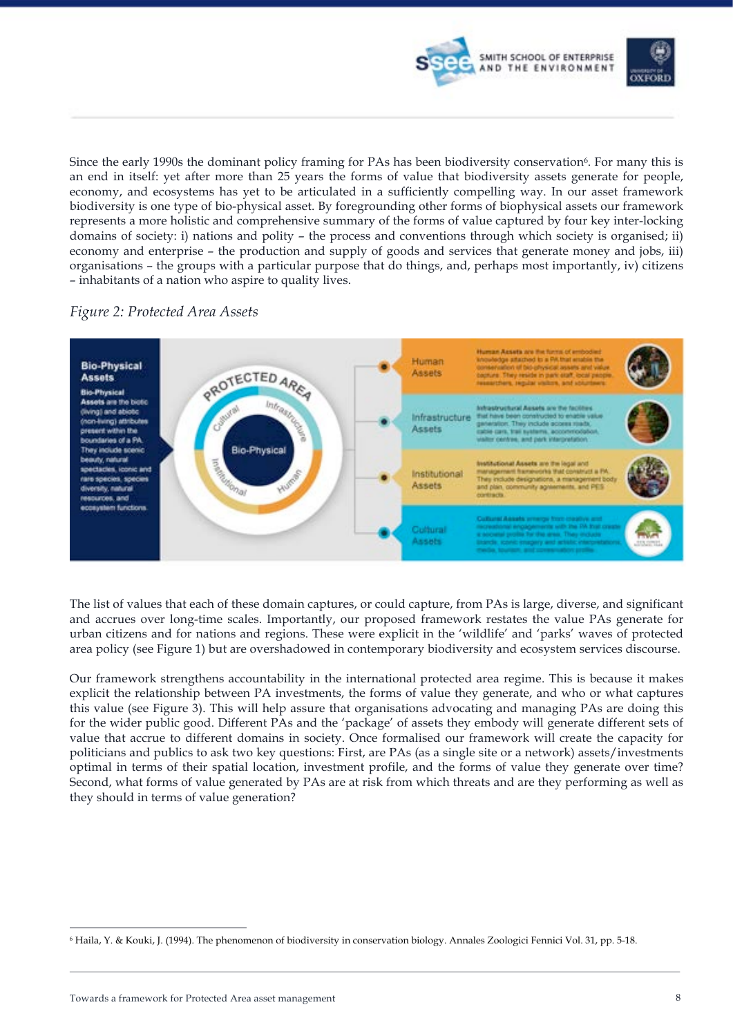Since the early 1990s the dominant policy framing for PAs has been biodiversity conservation[6]. For many this is an end in itself: yet after more than 25 years the forms of value that biodiversity assets generate for people, economy, and ecosystems has yet to be articulated in a sufficiently compelling way. In our asset framework biodiversity is one type of bio-physical asset. By foregrounding other forms of biophysical assets our framework represents a more holistic and comprehensive summary of the forms of value captured by four key inter-locking domains of society: i) nations and polity – the process and conventions through which society is organised; ii) economy and enterprise – the production and supply of goods and services that generate money and jobs, iii) organisations – the groups with a particular purpose that do things, and, perhaps most importantly, iv) citizens – inhabitants of a nation who aspire to quality lives.

*Figure 2: Protected Area Assets*

**Bio-Physical Assets**

**Bio-Physical Assets** are the biotic (living) and abiotic (non-living) attributes present within the boundaries of a PA. They include scenic beauty, natural spectacles, iconic and rare species, species diversity, natural resources, and ecosystem functions.

PROTECTED AREA — Bio-Physical; Cultural; Infrastructure; Institutional; Human

**Human Assets** — **Human Assets** are the forms of embodied knowledge attached to a PA that enable the conservation of bio-physical assets and value capture. They reside in park staff, local people, researchers, regular visitors, and volunteers.

**Infrastructure Assets** — **Infrastructural Assets** are the facilities that have been constructed to enable value generation. They include access roads, cable cars, trail systems, accommodation, visitor centres, and park interpretation.

**Institutional Assets** — **Institutional Assets** are the legal and management frameworks that construct a PA. They include designations, a management body and plan, community agreements, and PES contracts.

**Cultural Assets** — **Cultural Assets** emerge from creative and recreational engagements with the PA that create a societal profile for the area. They include brands, iconic imagery and artistic interpretations, media, tourism, and conservation profile.

The list of values that each of these domain captures, or could capture, from PAs is large, diverse, and significant and accrues over long-time scales. Importantly, our proposed framework restates the value PAs generate for urban citizens and for nations and regions. These were explicit in the 'wildlife' and 'parks' waves of protected area policy (see Figure 1) but are overshadowed in contemporary biodiversity and ecosystem services discourse.

Our framework strengthens accountability in the international protected area regime. This is because it makes explicit the relationship between PA investments, the forms of value they generate, and who or what captures this value (see Figure 3). This will help assure that organisations advocating and managing PAs are doing this for the wider public good. Different PAs and the 'package' of assets they embody will generate different sets of value that accrue to different domains in society. Once formalised our framework will create the capacity for politicians and publics to ask two key questions: First, are PAs (as a single site or a network) assets/investments optimal in terms of their spatial location, investment profile, and the forms of value they generate over time? Second, what forms of value generated by PAs are at risk from which threats and are they performing as well as they should in terms of value generation?

---

[6] Haila, Y. & Kouki, J. (1994). The phenomenon of biodiversity in conservation biology. Annales Zoologici Fennici Vol. 31, pp. 5-18.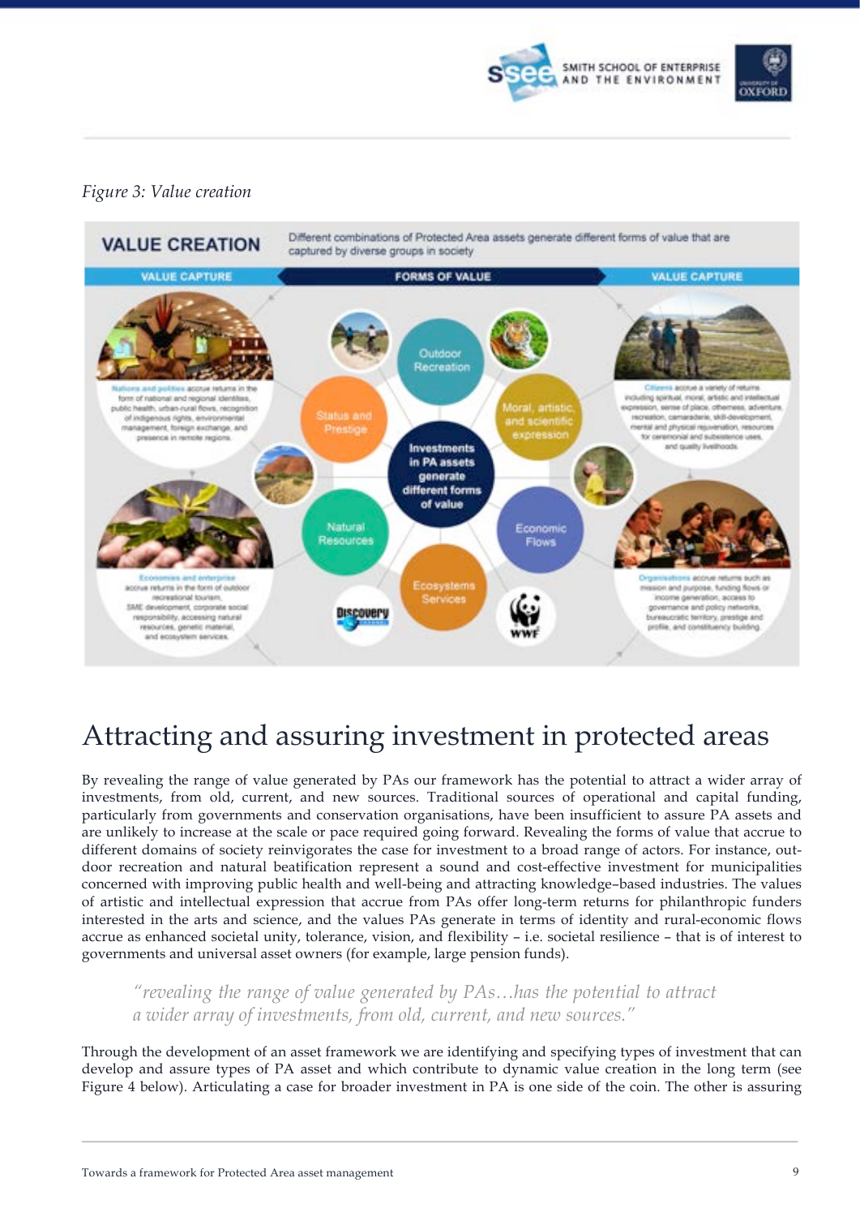*Figure 3: Value creation*

# Attracting and assuring investment in protected areas

By revealing the range of value generated by PAs our framework has the potential to attract a wider array of investments, from old, current, and new sources. Traditional sources of operational and capital funding, particularly from governments and conservation organisations, have been insufficient to assure PA assets and are unlikely to increase at the scale or pace required going forward. Revealing the forms of value that accrue to different domains of society reinvigorates the case for investment to a broad range of actors. For instance, out-door recreation and natural beatification represent a sound and cost-effective investment for municipalities concerned with improving public health and well-being and attracting knowledge–based industries. The values of artistic and intellectual expression that accrue from PAs offer long-term returns for philanthropic funders interested in the arts and science, and the values PAs generate in terms of identity and rural-economic flows accrue as enhanced societal unity, tolerance, vision, and flexibility – i.e. societal resilience – that is of interest to governments and universal asset owners (for example, large pension funds).

> *"revealing the range of value generated by PAs…has the potential to attract a wider array of investments, from old, current, and new sources."*

Through the development of an asset framework we are identifying and specifying types of investment that can develop and assure types of PA asset and which contribute to dynamic value creation in the long term (see Figure 4 below). Articulating a case for broader investment in PA is one side of the coin. The other is assuring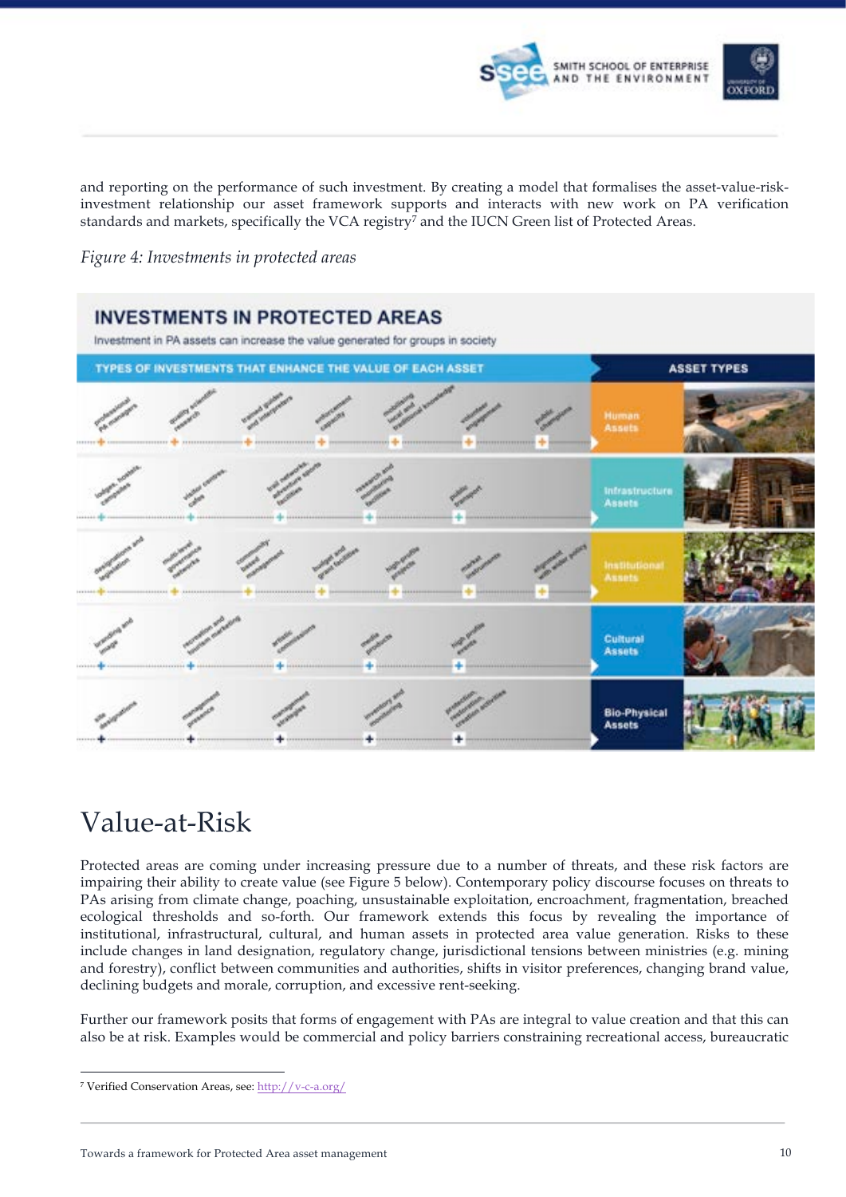and reporting on the performance of such investment. By creating a model that formalises the asset-value-risk-investment relationship our asset framework supports and interacts with new work on PA verification standards and markets, specifically the VCA registry[7] and the IUCN Green list of Protected Areas.

*Figure 4: Investments in protected areas*

**INVESTMENTS IN PROTECTED AREAS**

Investment in PA assets can increase the value generated for groups in society

| TYPES OF INVESTMENTS THAT ENHANCE THE VALUE OF EACH ASSET | ASSET TYPES |
|---|---|
| professional PA managers; quality scientific research; trained guides and interpreters; enforcement capacity; mobilising local and traditional knowledge; volunteer engagement; public champions | Human Assets |
| lodges, hostels, campsites; visitor centres, cafes; trail networks, adventure sports facilities; research and monitoring facilities; public transport | Infrastructure Assets |
| designations and legislation; multi-level governance networks; community based management; budget and grant facilities; high profile projects; market instruments; alignment with wider policy | Institutional Assets |
| branding and image; recreation and tourism marketing; artistic commissions; media products; high profile events | Cultural Assets |
| site designations; management presence; management strategies; inventory and monitoring; protection, restoration, creation activities | Bio-Physical Assets |

# Value-at-Risk

Protected areas are coming under increasing pressure due to a number of threats, and these risk factors are impairing their ability to create value (see Figure 5 below). Contemporary policy discourse focuses on threats to PAs arising from climate change, poaching, unsustainable exploitation, encroachment, fragmentation, breached ecological thresholds and so-forth. Our framework extends this focus by revealing the importance of institutional, infrastructural, cultural, and human assets in protected area value generation. Risks to these include changes in land designation, regulatory change, jurisdictional tensions between ministries (e.g. mining and forestry), conflict between communities and authorities, shifts in visitor preferences, changing brand value, declining budgets and morale, corruption, and excessive rent-seeking.

Further our framework posits that forms of engagement with PAs are integral to value creation and that this can also be at risk. Examples would be commercial and policy barriers constraining recreational access, bureaucratic

---

[7] Verified Conservation Areas, see: http://v-c-a.org/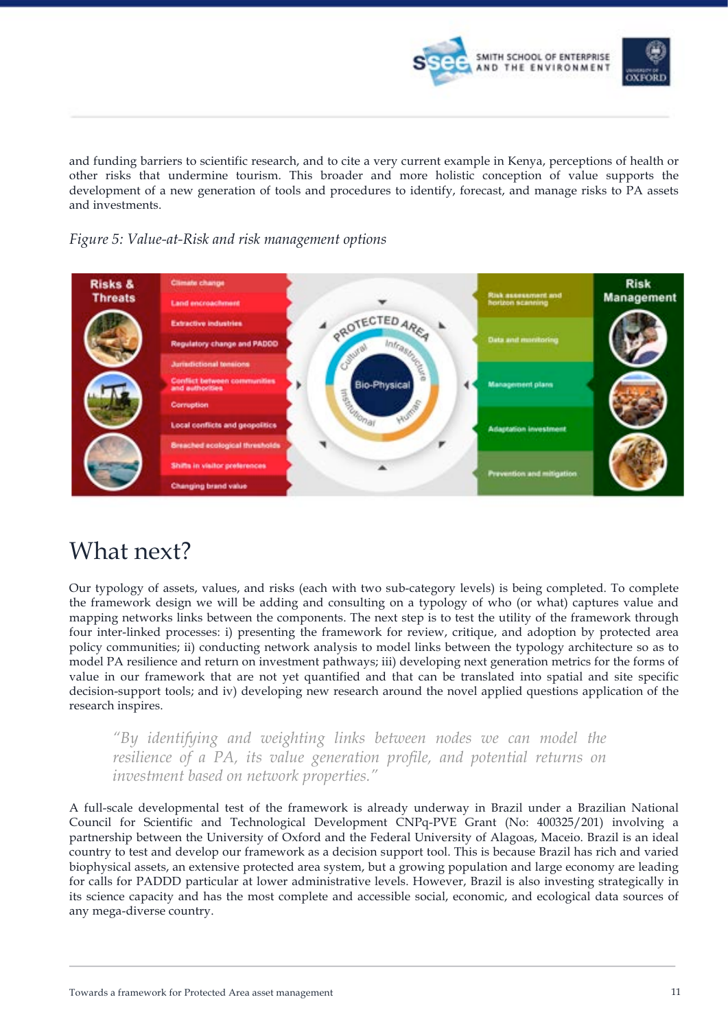and funding barriers to scientific research, and to cite a very current example in Kenya, perceptions of health or other risks that undermine tourism. This broader and more holistic conception of value supports the development of a new generation of tools and procedures to identify, forecast, and manage risks to PA assets and investments.

*Figure 5: Value-at-Risk and risk management options*

## What next?

Our typology of assets, values, and risks (each with two sub-category levels) is being completed. To complete the framework design we will be adding and consulting on a typology of who (or what) captures value and mapping networks links between the components. The next step is to test the utility of the framework through four inter-linked processes: i) presenting the framework for review, critique, and adoption by protected area policy communities; ii) conducting network analysis to model links between the typology architecture so as to model PA resilience and return on investment pathways; iii) developing next generation metrics for the forms of value in our framework that are not yet quantified and that can be translated into spatial and site specific decision-support tools; and iv) developing new research around the novel applied questions application of the research inspires.

> *"By identifying and weighting links between nodes we can model the resilience of a PA, its value generation profile, and potential returns on investment based on network properties."*

A full-scale developmental test of the framework is already underway in Brazil under a Brazilian National Council for Scientific and Technological Development CNPq-PVE Grant (No: 400325/201) involving a partnership between the University of Oxford and the Federal University of Alagoas, Maceio. Brazil is an ideal country to test and develop our framework as a decision support tool. This is because Brazil has rich and varied biophysical assets, an extensive protected area system, but a growing population and large economy are leading for calls for PADDD particular at lower administrative levels. However, Brazil is also investing strategically in its science capacity and has the most complete and accessible social, economic, and ecological data sources of any mega-diverse country.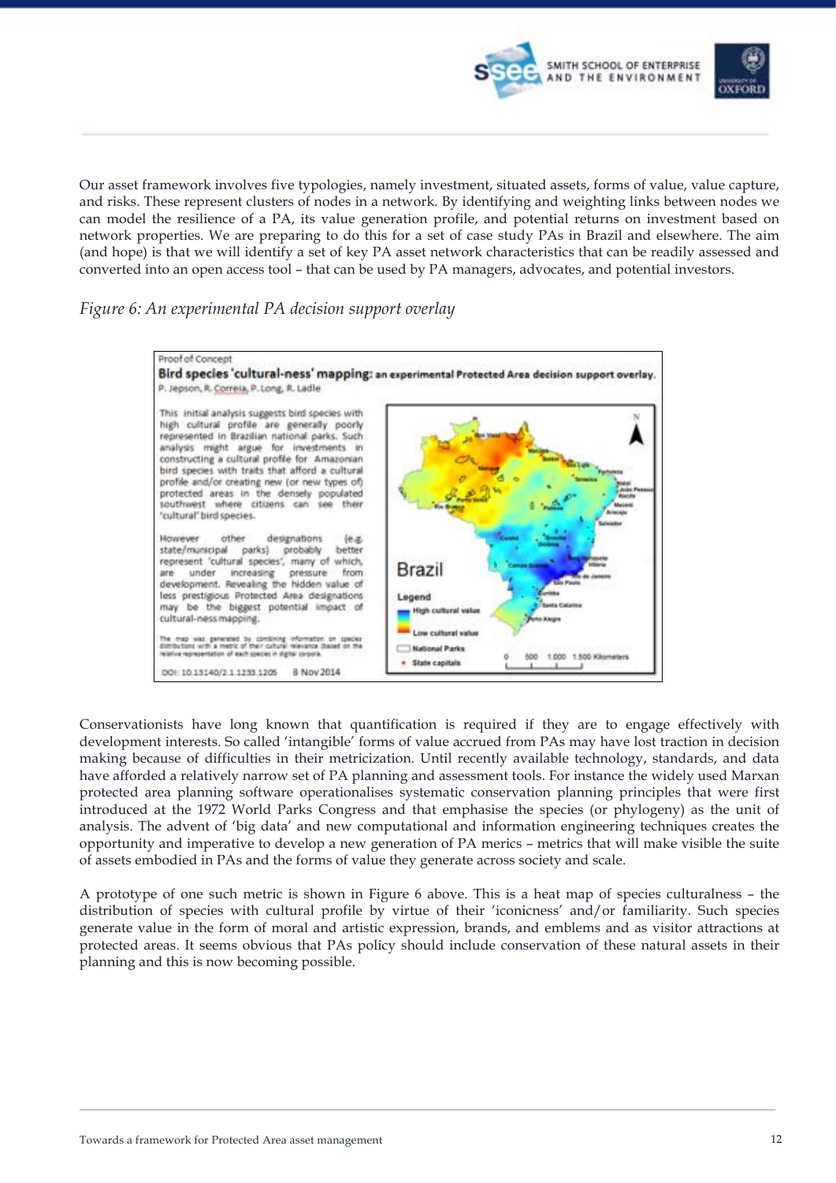Our asset framework involves five typologies, namely investment, situated assets, forms of value, value capture, and risks. These represent clusters of nodes in a network. By identifying and weighting links between nodes we can model the resilience of a PA, its value generation profile, and potential returns on investment based on network properties. We are preparing to do this for a set of case study PAs in Brazil and elsewhere. The aim (and hope) is that we will identify a set of key PA asset network characteristics that can be readily assessed and converted into an open access tool – that can be used by PA managers, advocates, and potential investors.

*Figure 6: An experimental PA decision support overlay*

Proof of Concept

**Bird species 'cultural-ness' mapping:** an experimental Protected Area decision support overlay.

P. Jepson, R. Correia, P. Long, R. Ladle

This initial analysis suggests bird species with high cultural profile are generally poorly represented in Brazilian national parks. Such analysis might argue for investments in constructing a cultural profile for Amazonian bird species with traits that afford a cultural profile and/or creating new (or new types of) protected areas in the densely populated southwest where citizens can see their 'cultural' bird species.

However other designations (e.g. state/municipal parks) probably better represent 'cultural species', many of which, are under increasing pressure from development. Revealing the hidden value of less prestigious Protected Area designations may be the biggest potential impact of cultural-ness mapping.

The map was generated by combining information on species distributions with a metric of their cultural relevance (based on the relative representation of each species in digital corpora.

DOI: 10.13140/2.1.1233.1205 8 Nov 2014

Brazil

Legend: High cultural value; Low cultural value; National Parks; State capitals

0 500 1.000 1.500 Kilometers

Conservationists have long known that quantification is required if they are to engage effectively with development interests. So called 'intangible' forms of value accrued from PAs may have lost traction in decision making because of difficulties in their metricization. Until recently available technology, standards, and data have afforded a relatively narrow set of PA planning and assessment tools. For instance the widely used Marxan protected area planning software operationalises systematic conservation planning principles that were first introduced at the 1972 World Parks Congress and that emphasise the species (or phylogeny) as the unit of analysis. The advent of 'big data' and new computational and information engineering techniques creates the opportunity and imperative to develop a new generation of PA merics – metrics that will make visible the suite of assets embodied in PAs and the forms of value they generate across society and scale.

A prototype of one such metric is shown in Figure 6 above. This is a heat map of species culturalness – the distribution of species with cultural profile by virtue of their 'iconicness' and/or familiarity. Such species generate value in the form of moral and artistic expression, brands, and emblems and as visitor attractions at protected areas. It seems obvious that PAs policy should include conservation of these natural assets in their planning and this is now becoming possible.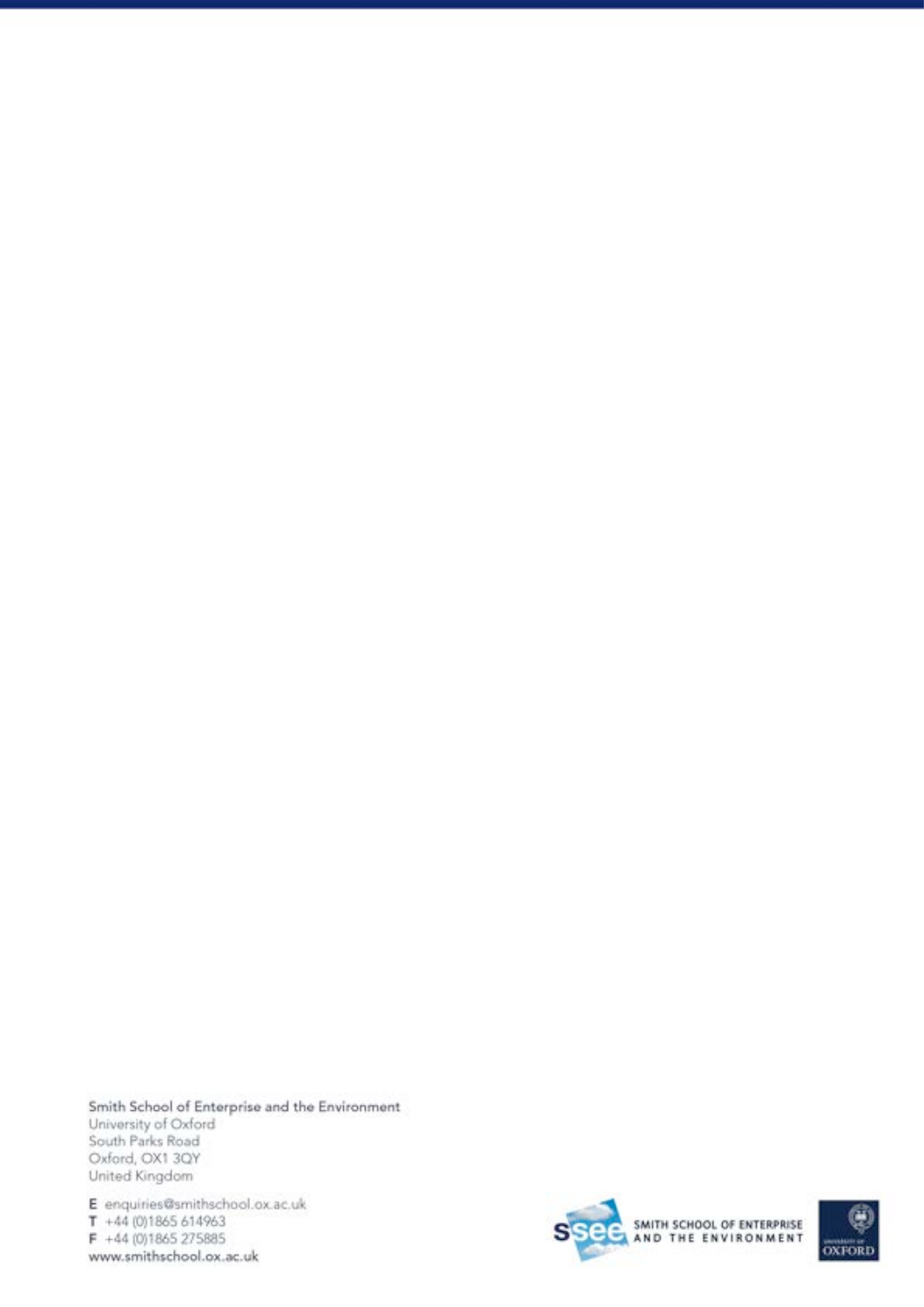Smith School of Enterprise and the Environment
University of Oxford
South Parks Road
Oxford, OX1 3QY
United Kingdom

**E** enquiries@smithschool.ox.ac.uk
**T** +44 (0)1865 614963
**F** +44 (0)1865 275885
www.smithschool.ox.ac.uk

SMITH SCHOOL OF ENTERPRISE AND THE ENVIRONMENT

UNIVERSITY OF OXFORD